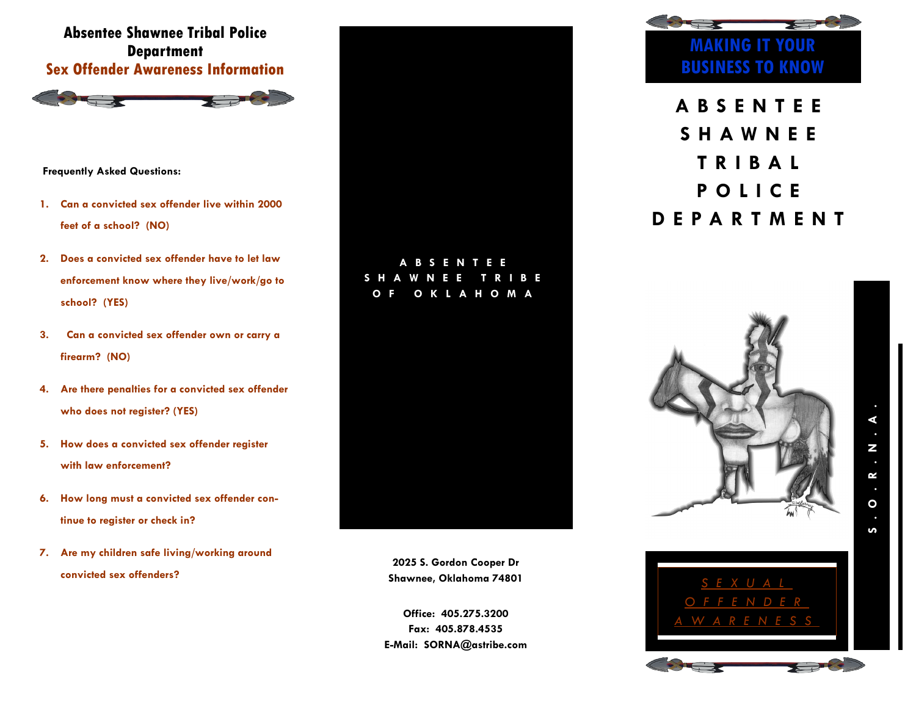# Absentee Shawnee Tribal Police Department

## Sex Offender Awareness Information

**Frequently Asked Questions:**

1. **Can a convicted sex offender live within 2000 feet of a school? (NO)**
2. **Does a convicted sex offender have to let law enforcement know where they live/work/go to school? (YES)**
3. **Can a convicted sex offender own or carry a firearm? (NO)**
4. **Are there penalties for a convicted sex offender who does not register? (YES)**
5. **How does a convicted sex offender register with law enforcement?**
6. **How long must a convicted sex offender continue to register or check in?**
7. **Are my children safe living/working around convicted sex offenders?**

ABSENTEE SHAWNEE TRIBE OF OKLAHOMA

**2025 S. Gordon Cooper Dr**
**Shawnee, Oklahoma 74801**

**Office: 405.275.3200**
**Fax: 405.878.4535**
**E-Mail: SORNA@astribe.com**

# MAKING IT YOUR BUSINESS TO KNOW

# ABSENTEE SHAWNEE TRIBAL POLICE DEPARTMENT

S.O.R.N.A.

SEXUAL OFFENDER AWARENESS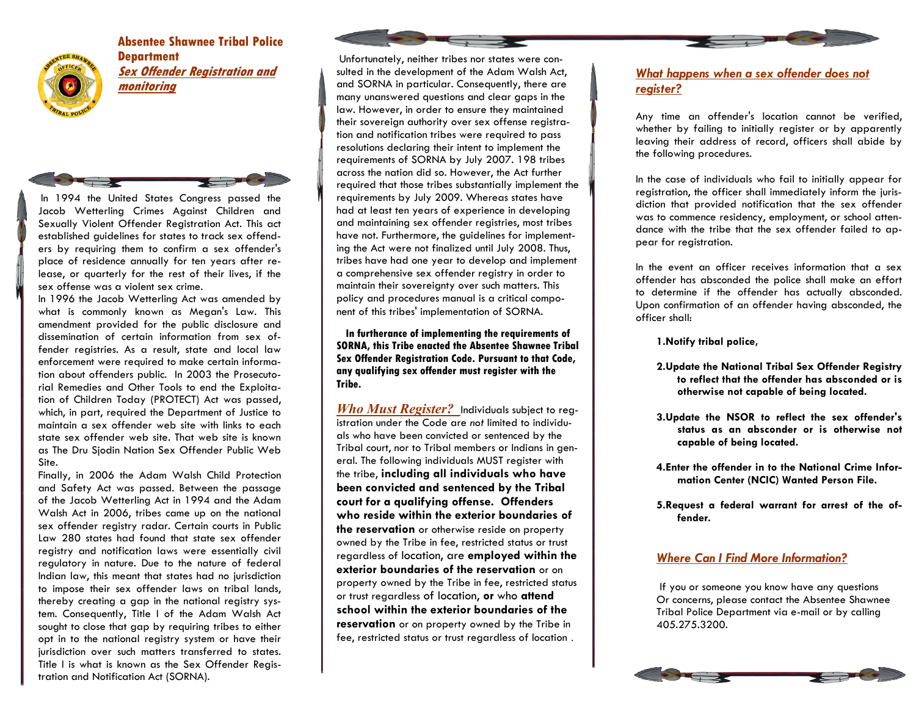## Absentee Shawnee Tribal Police Department

### *Sex Offender Registration and monitoring*

In 1994 the United States Congress passed the Jacob Wetterling Crimes Against Children and Sexually Violent Offender Registration Act. This act established guidelines for states to track sex offenders by requiring them to confirm a sex offender's place of residence annually for ten years after release, or quarterly for the rest of their lives, if the sex offense was a violent sex crime.

In 1996 the Jacob Wetterling Act was amended by what is commonly known as Megan's Law. This amendment provided for the public disclosure and dissemination of certain information from sex offender registries. As a result, state and local law enforcement were required to make certain information about offenders public. In 2003 the Prosecutorial Remedies and Other Tools to end the Exploitation of Children Today (PROTECT) Act was passed, which, in part, required the Department of Justice to maintain a sex offender web site with links to each state sex offender web site. That web site is known as The Dru Sjodin Nation Sex Offender Public Web Site.

Finally, in 2006 the Adam Walsh Child Protection and Safety Act was passed. Between the passage of the Jacob Wetterling Act in 1994 and the Adam Walsh Act in 2006, tribes came up on the national sex offender registry radar. Certain courts in Public Law 280 states had found that state sex offender registry and notification laws were essentially civil regulatory in nature. Due to the nature of federal Indian law, this meant that states had no jurisdiction to impose their sex offender laws on tribal lands, thereby creating a gap in the national registry system. Consequently, Title I of the Adam Walsh Act sought to close that gap by requiring tribes to either opt in to the national registry system or have their jurisdiction over such matters transferred to states. Title I is what is known as the Sex Offender Registration and Notification Act (SORNA).

Unfortunately, neither tribes nor states were consulted in the development of the Adam Walsh Act, and SORNA in particular. Consequently, there are many unanswered questions and clear gaps in the law. However, in order to ensure they maintained their sovereign authority over sex offense registration and notification tribes were required to pass resolutions declaring their intent to implement the requirements of SORNA by July 2007. 198 tribes across the nation did so. However, the Act further required that those tribes substantially implement the requirements by July 2009. Whereas states have had at least ten years of experience in developing and maintaining sex offender registries, most tribes have not. Furthermore, the guidelines for implementing the Act were not finalized until July 2008. Thus, tribes have had one year to develop and implement a comprehensive sex offender registry in order to maintain their sovereignty over such matters. This policy and procedures manual is a critical component of this tribes' implementation of SORNA.

**In furtherance of implementing the requirements of SORNA, this Tribe enacted the Absentee Shawnee Tribal Sex Offender Registration Code. Pursuant to that Code, any qualifying sex offender must register with the Tribe.**

***Who Must Register?*** Individuals subject to registration under the Code are *not* limited to individuals who have been convicted or sentenced by the Tribal court, nor to Tribal members or Indians in general. The following individuals MUST register with the tribe, **including all individuals who have been convicted and sentenced by the Tribal court for a qualifying offense. Offenders who reside within the exterior boundaries of the reservation** or otherwise reside on property owned by the Tribe in fee, restricted status or trust regardless of location, are **employed within the exterior boundaries of the reservation** or on property owned by the Tribe in fee, restricted status or trust regardless of location, **or** who **attend school within the exterior boundaries of the reservation** or on property owned by the Tribe in fee, restricted status or trust regardless of location .

### *What happens when a sex offender does not register?*

Any time an offender's location cannot be verified, whether by failing to initially register or by apparently leaving their address of record, officers shall abide by the following procedures.

In the case of individuals who fail to initially appear for registration, the officer shall immediately inform the jurisdiction that provided notification that the sex offender was to commence residency, employment, or school attendance with the tribe that the sex offender failed to appear for registration.

In the event an officer receives information that a sex offender has absconded the police shall make an effort to determine if the offender has actually absconded. Upon confirmation of an offender having absconded, the officer shall:

1. **Notify tribal police,**
2. **Update the National Tribal Sex Offender Registry to reflect that the offender has absconded or is otherwise not capable of being located.**
3. **Update the NSOR to reflect the sex offender's status as an absconder or is otherwise not capable of being located.**
4. **Enter the offender in to the National Crime Information Center (NCIC) Wanted Person File.**
5. **Request a federal warrant for arrest of the offender.**

### *Where Can I Find More Information?*

If you or someone you know have any questions Or concerns, please contact the Absentee Shawnee Tribal Police Department via e-mail or by calling 405.275.3200.